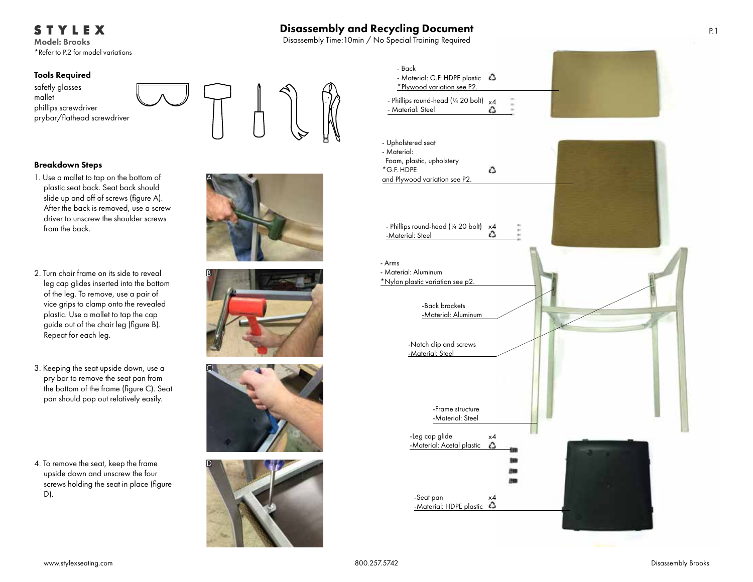**STYLEX**

**Model: Brooks**

*Refer to P.2 for model variations

# Disassembly and Recycling Document

Disassembly Time:10min / No Special Training Required

### Tools Required

safetly glasses
mallet
phillips screwdriver
prybar/flathead screwdriver

### Breakdown Steps

1. Use a mallet to tap on the bottom of plastic seat back. Seat back should slide up and off of screws (figure A). After the back is removed, use a screw driver to unscrew the shoulder screws from the back.

2. Turn chair frame on its side to reveal leg cap glides inserted into the bottom of the leg. To remove, use a pair of vice grips to clamp onto the revealed plastic. Use a mallet to tap the cap guide out of the chair leg (figure B). Repeat for each leg.

3. Keeping the seat upside down, use a pry bar to remove the seat pan from the bottom of the frame (figure C). Seat pan should pop out relatively easily.

4. To remove the seat, keep the frame upside down and unscrew the four screws holding the seat in place (figure D).

A

B

C

D

- Back
- Material: G.F. HDPE plastic ♲
*Plywood variation see P2.

- Phillips round-head (¼ 20 bolt) x4
- Material: Steel ♲

- Upholstered seat
- Material:
Foam, plastic, upholstery
*G.F. HDPE ♲
and Plywood variation see P2.

- Phillips round-head (¼ 20 bolt) x4
-Material: Steel ♲

- Arms
- Material: Aluminum
*Nylon plastic variation see p2.

-Back brackets
-Material: Aluminum

-Notch clip and screws
-Material: Steel

-Frame structure
-Material: Steel

-Leg cap glide x4
-Material: Acetal plastic ♲

-Seat pan x4
-Material: HDPE plastic ♲

www.stylexseating.com 800.257.5742 Disassembly Brooks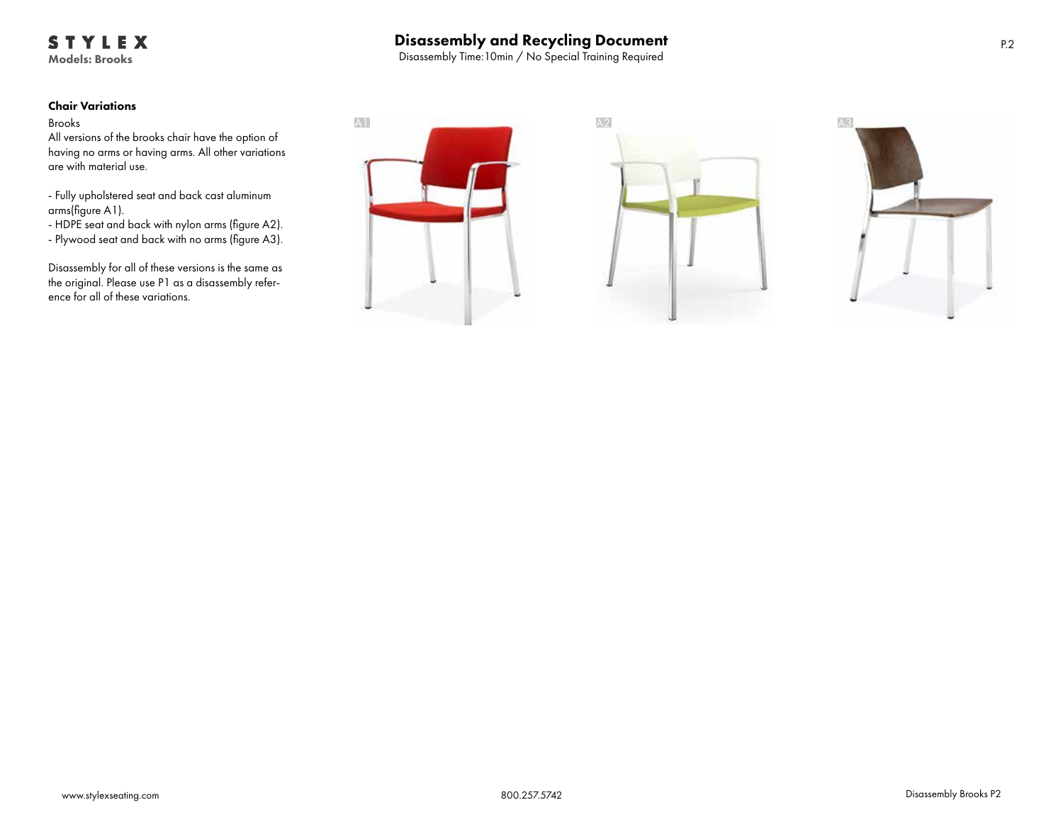**STYLEX**
**Models: Brooks**

# Disassembly and Recycling Document

Disassembly Time:10min / No Special Training Required

### Chair Variations

Brooks
All versions of the brooks chair have the option of having no arms or having arms. All other variations are with material use.

- Fully upholstered seat and back cast aluminum arms(figure A1).
- HDPE seat and back with nylon arms (figure A2).
- Plywood seat and back with no arms (figure A3).

Disassembly for all of these versions is the same as the original. Please use P1 as a disassembly reference for all of these variations.

A1

A2

A3

www.stylexseating.com

800.257.5742

Disassembly Brooks P2